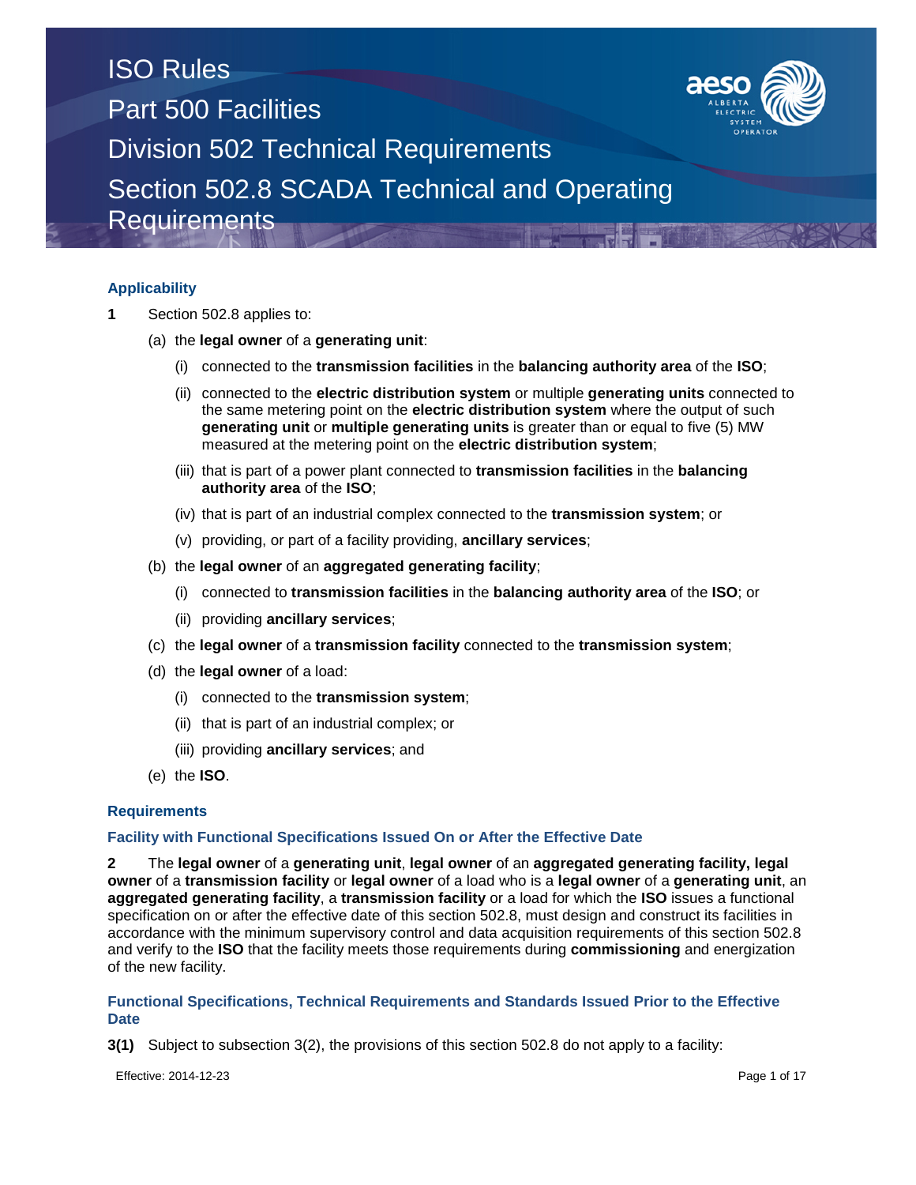# ISO Rules
# Part 500 Facilities
# Division 502 Technical Requirements
# Section 502.8 SCADA Technical and Operating Requirements

## Applicability

**1** Section 502.8 applies to:

(a) the **legal owner** of a **generating unit**:

(i) connected to the **transmission facilities** in the **balancing authority area** of the **ISO**;

(ii) connected to the **electric distribution system** or multiple **generating units** connected to the same metering point on the **electric distribution system** where the output of such **generating unit** or **multiple generating units** is greater than or equal to five (5) MW measured at the metering point on the **electric distribution system**;

(iii) that is part of a power plant connected to **transmission facilities** in the **balancing authority area** of the **ISO**;

(iv) that is part of an industrial complex connected to the **transmission system**; or

(v) providing, or part of a facility providing, **ancillary services**;

(b) the **legal owner** of an **aggregated generating facility**;

(i) connected to **transmission facilities** in the **balancing authority area** of the **ISO**; or

(ii) providing **ancillary services**;

(c) the **legal owner** of a **transmission facility** connected to the **transmission system**;

(d) the **legal owner** of a load:

(i) connected to the **transmission system**;

(ii) that is part of an industrial complex; or

(iii) providing **ancillary services**; and

(e) the **ISO**.

## Requirements

### Facility with Functional Specifications Issued On or After the Effective Date

**2** The **legal owner** of a **generating unit**, **legal owner** of an **aggregated generating facility, legal owner** of a **transmission facility** or **legal owner** of a load who is a **legal owner** of a **generating unit**, an **aggregated generating facility**, a **transmission facility** or a load for which the **ISO** issues a functional specification on or after the effective date of this section 502.8, must design and construct its facilities in accordance with the minimum supervisory control and data acquisition requirements of this section 502.8 and verify to the **ISO** that the facility meets those requirements during **commissioning** and energization of the new facility.

### Functional Specifications, Technical Requirements and Standards Issued Prior to the Effective Date

**3(1)** Subject to subsection 3(2), the provisions of this section 502.8 do not apply to a facility:

Effective: 2014-12-23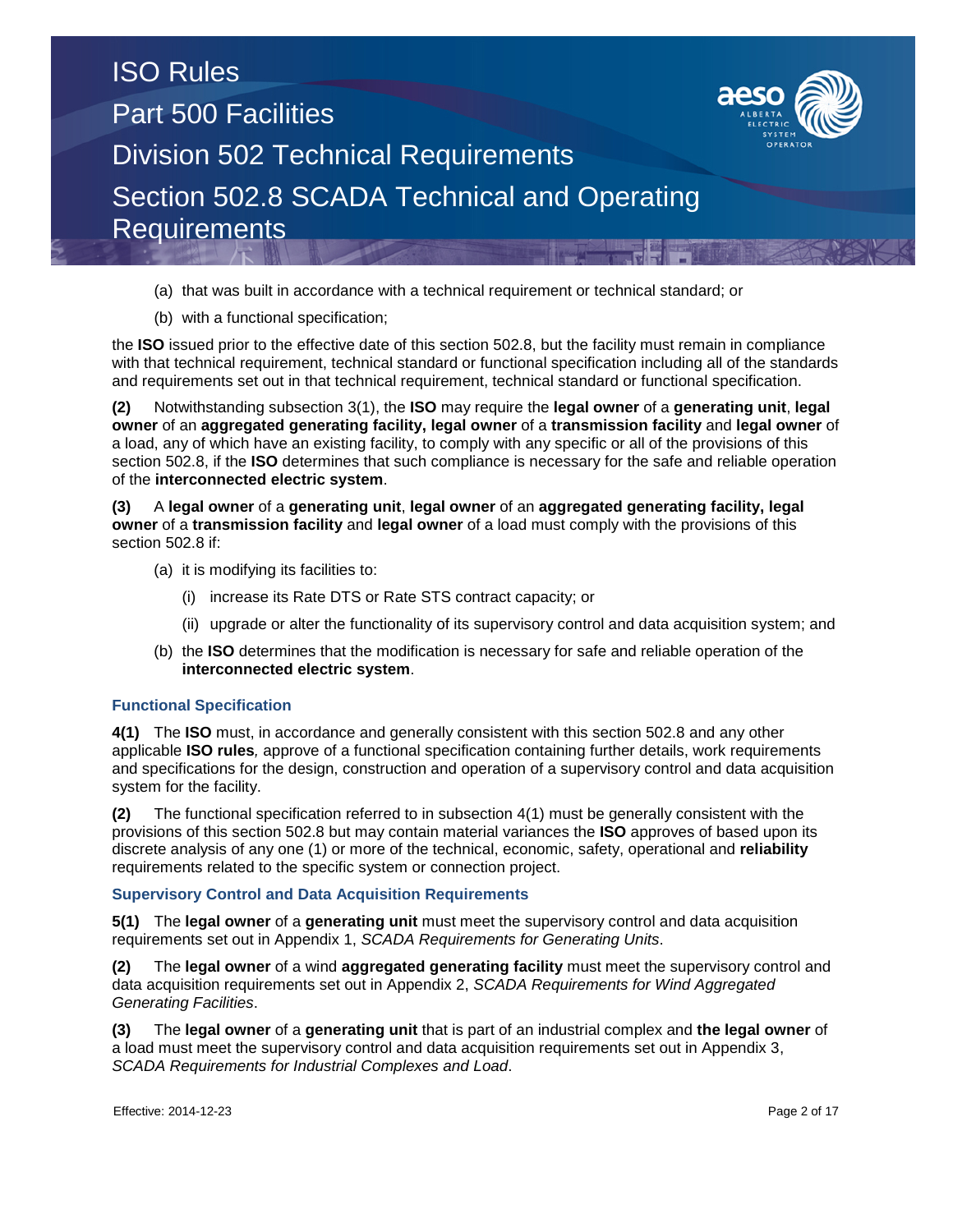(a) that was built in accordance with a technical requirement or technical standard; or

(b) with a functional specification;

the **ISO** issued prior to the effective date of this section 502.8, but the facility must remain in compliance with that technical requirement, technical standard or functional specification including all of the standards and requirements set out in that technical requirement, technical standard or functional specification.

**(2)** Notwithstanding subsection 3(1), the **ISO** may require the **legal owner** of a **generating unit**, **legal owner** of an **aggregated generating facility, legal owner** of a **transmission facility** and **legal owner** of a load, any of which have an existing facility, to comply with any specific or all of the provisions of this section 502.8, if the **ISO** determines that such compliance is necessary for the safe and reliable operation of the **interconnected electric system**.

**(3)** A **legal owner** of a **generating unit**, **legal owner** of an **aggregated generating facility, legal owner** of a **transmission facility** and **legal owner** of a load must comply with the provisions of this section 502.8 if:

(a) it is modifying its facilities to:

(i) increase its Rate DTS or Rate STS contract capacity; or

(ii) upgrade or alter the functionality of its supervisory control and data acquisition system; and

(b) the **ISO** determines that the modification is necessary for safe and reliable operation of the **interconnected electric system**.

### Functional Specification

**4(1)** The **ISO** must, in accordance and generally consistent with this section 502.8 and any other applicable **ISO rules***,* approve of a functional specification containing further details, work requirements and specifications for the design, construction and operation of a supervisory control and data acquisition system for the facility.

**(2)** The functional specification referred to in subsection 4(1) must be generally consistent with the provisions of this section 502.8 but may contain material variances the **ISO** approves of based upon its discrete analysis of any one (1) or more of the technical, economic, safety, operational and **reliability** requirements related to the specific system or connection project.

### Supervisory Control and Data Acquisition Requirements

**5(1)** The **legal owner** of a **generating unit** must meet the supervisory control and data acquisition requirements set out in Appendix 1, *SCADA Requirements for Generating Units*.

**(2)** The **legal owner** of a wind **aggregated generating facility** must meet the supervisory control and data acquisition requirements set out in Appendix 2, *SCADA Requirements for Wind Aggregated Generating Facilities*.

**(3)** The **legal owner** of a **generating unit** that is part of an industrial complex and **the legal owner** of a load must meet the supervisory control and data acquisition requirements set out in Appendix 3, *SCADA Requirements for Industrial Complexes and Load*.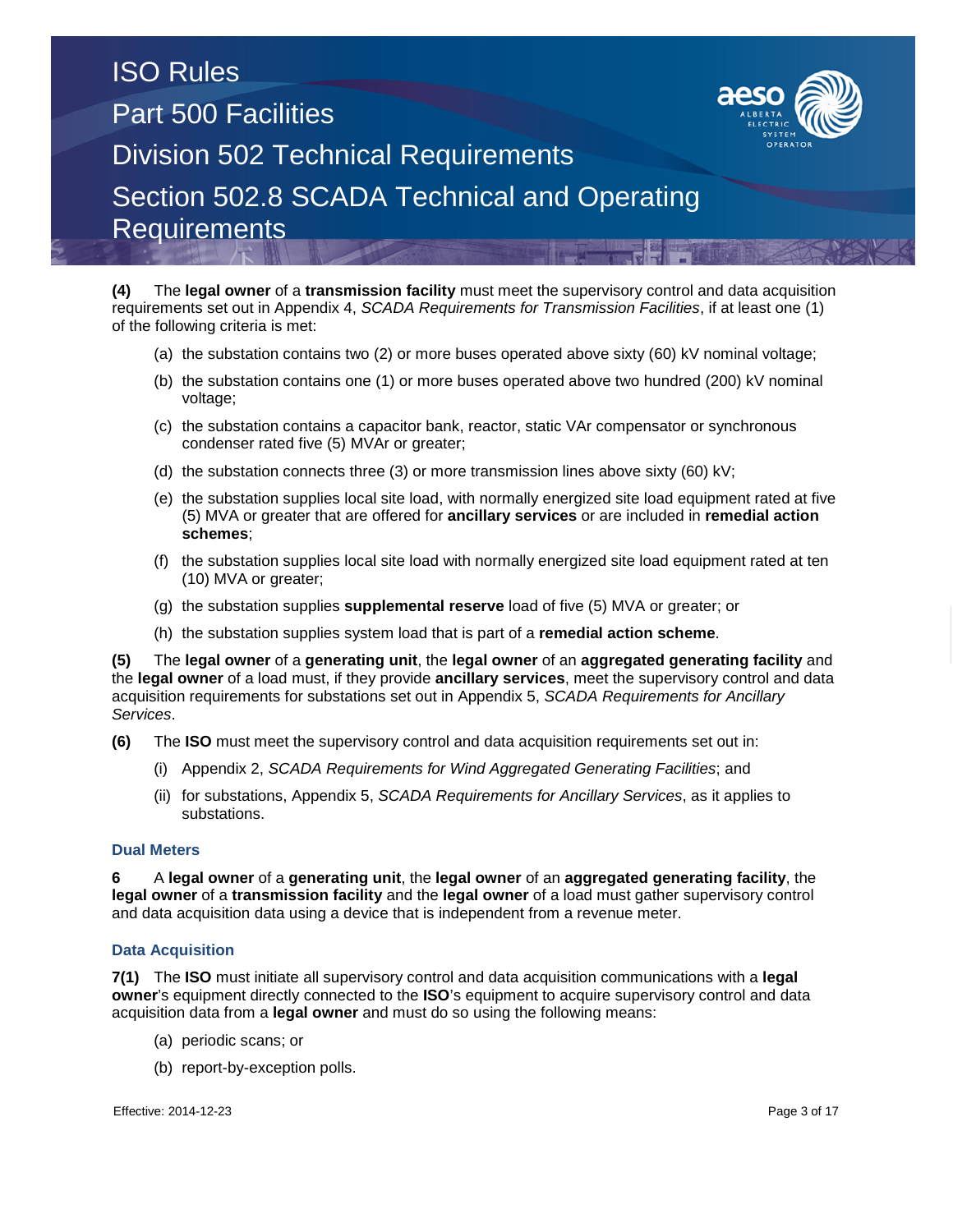**(4)** The **legal owner** of a **transmission facility** must meet the supervisory control and data acquisition requirements set out in Appendix 4, *SCADA Requirements for Transmission Facilities*, if at least one (1) of the following criteria is met:

(a) the substation contains two (2) or more buses operated above sixty (60) kV nominal voltage;

(b) the substation contains one (1) or more buses operated above two hundred (200) kV nominal voltage;

(c) the substation contains a capacitor bank, reactor, static VAr compensator or synchronous condenser rated five (5) MVAr or greater;

(d) the substation connects three (3) or more transmission lines above sixty (60) kV;

(e) the substation supplies local site load, with normally energized site load equipment rated at five (5) MVA or greater that are offered for **ancillary services** or are included in **remedial action schemes**;

(f) the substation supplies local site load with normally energized site load equipment rated at ten (10) MVA or greater;

(g) the substation supplies **supplemental reserve** load of five (5) MVA or greater; or

(h) the substation supplies system load that is part of a **remedial action scheme**.

**(5)** The **legal owner** of a **generating unit**, the **legal owner** of an **aggregated generating facility** and the **legal owner** of a load must, if they provide **ancillary services**, meet the supervisory control and data acquisition requirements for substations set out in Appendix 5, *SCADA Requirements for Ancillary Services*.

**(6)** The **ISO** must meet the supervisory control and data acquisition requirements set out in:

(i) Appendix 2, *SCADA Requirements for Wind Aggregated Generating Facilities*; and

(ii) for substations, Appendix 5, *SCADA Requirements for Ancillary Services*, as it applies to substations.

### Dual Meters

**6** A **legal owner** of a **generating unit**, the **legal owner** of an **aggregated generating facility**, the **legal owner** of a **transmission facility** and the **legal owner** of a load must gather supervisory control and data acquisition data using a device that is independent from a revenue meter.

### Data Acquisition

**7(1)** The **ISO** must initiate all supervisory control and data acquisition communications with a **legal owner**'s equipment directly connected to the **ISO**'s equipment to acquire supervisory control and data acquisition data from a **legal owner** and must do so using the following means:

(a) periodic scans; or

(b) report-by-exception polls.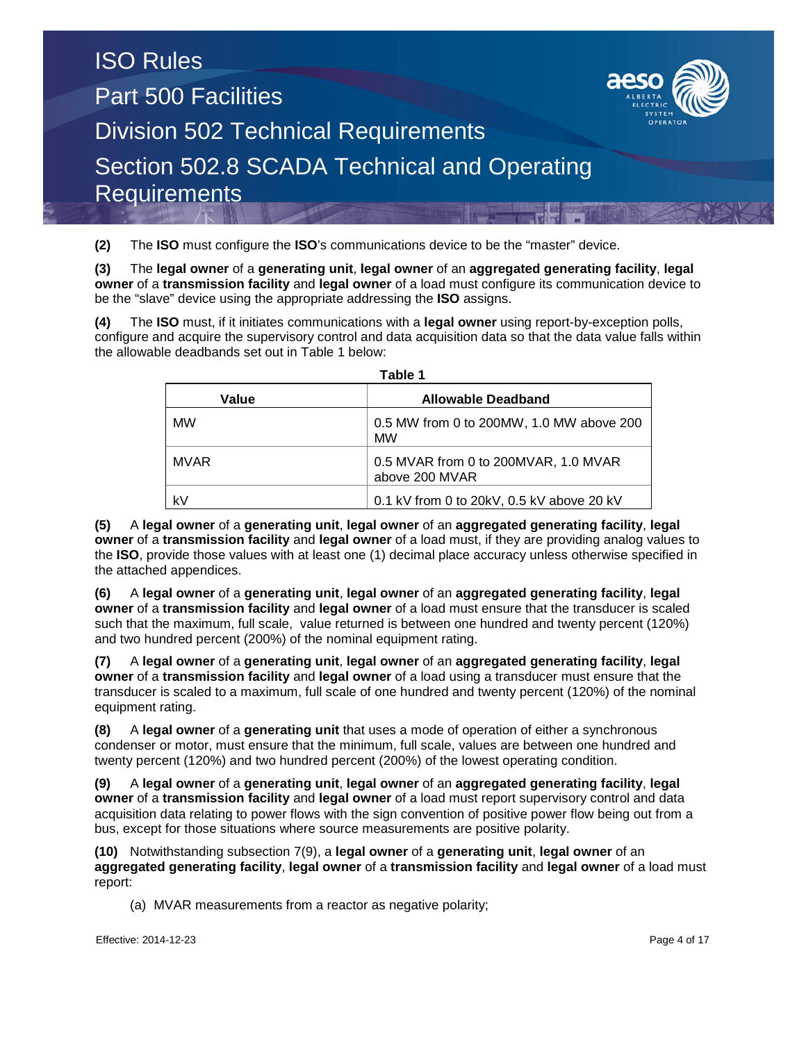**(2)** The **ISO** must configure the **ISO**'s communications device to be the "master" device.

**(3)** The **legal owner** of a **generating unit**, **legal owner** of an **aggregated generating facility**, **legal owner** of a **transmission facility** and **legal owner** of a load must configure its communication device to be the "slave" device using the appropriate addressing the **ISO** assigns.

**(4)** The **ISO** must, if it initiates communications with a **legal owner** using report-by-exception polls, configure and acquire the supervisory control and data acquisition data so that the data value falls within the allowable deadbands set out in Table 1 below:

**Table 1**

| Value | Allowable Deadband |
|---|---|
| MW | 0.5 MW from 0 to 200MW, 1.0 MW above 200 MW |
| MVAR | 0.5 MVAR from 0 to 200MVAR, 1.0 MVAR above 200 MVAR |
| kV | 0.1 kV from 0 to 20kV, 0.5 kV above 20 kV |

**(5)** A **legal owner** of a **generating unit**, **legal owner** of an **aggregated generating facility**, **legal owner** of a **transmission facility** and **legal owner** of a load must, if they are providing analog values to the **ISO**, provide those values with at least one (1) decimal place accuracy unless otherwise specified in the attached appendices.

**(6)** A **legal owner** of a **generating unit**, **legal owner** of an **aggregated generating facility**, **legal owner** of a **transmission facility** and **legal owner** of a load must ensure that the transducer is scaled such that the maximum, full scale, value returned is between one hundred and twenty percent (120%) and two hundred percent (200%) of the nominal equipment rating.

**(7)** A **legal owner** of a **generating unit**, **legal owner** of an **aggregated generating facility**, **legal owner** of a **transmission facility** and **legal owner** of a load using a transducer must ensure that the transducer is scaled to a maximum, full scale of one hundred and twenty percent (120%) of the nominal equipment rating.

**(8)** A **legal owner** of a **generating unit** that uses a mode of operation of either a synchronous condenser or motor, must ensure that the minimum, full scale, values are between one hundred and twenty percent (120%) and two hundred percent (200%) of the lowest operating condition.

**(9)** A **legal owner** of a **generating unit**, **legal owner** of an **aggregated generating facility**, **legal owner** of a **transmission facility** and **legal owner** of a load must report supervisory control and data acquisition data relating to power flows with the sign convention of positive power flow being out from a bus, except for those situations where source measurements are positive polarity.

**(10)** Notwithstanding subsection 7(9), a **legal owner** of a **generating unit**, **legal owner** of an **aggregated generating facility**, **legal owner** of a **transmission facility** and **legal owner** of a load must report:

(a) MVAR measurements from a reactor as negative polarity;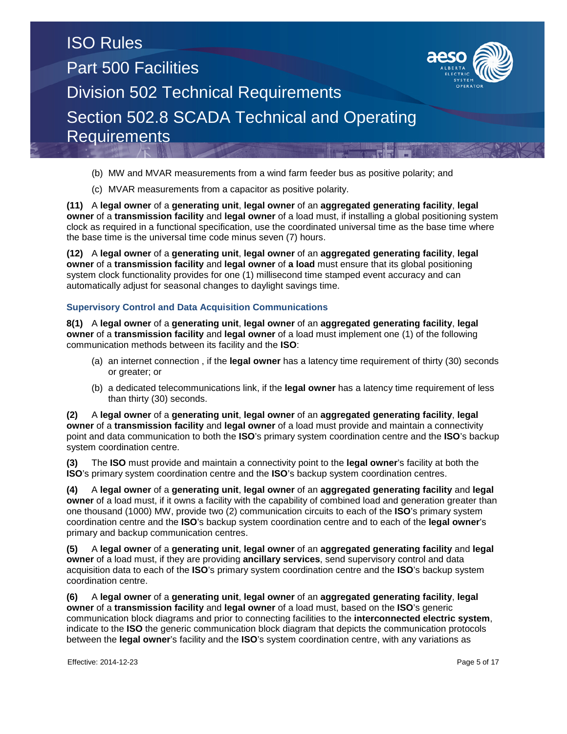(b) MW and MVAR measurements from a wind farm feeder bus as positive polarity; and

(c) MVAR measurements from a capacitor as positive polarity.

**(11)** A **legal owner** of a **generating unit**, **legal owner** of an **aggregated generating facility**, **legal owner** of a **transmission facility** and **legal owner** of a load must, if installing a global positioning system clock as required in a functional specification, use the coordinated universal time as the base time where the base time is the universal time code minus seven (7) hours.

**(12)** A **legal owner** of a **generating unit**, **legal owner** of an **aggregated generating facility**, **legal owner** of a **transmission facility** and **legal owner** of **a load** must ensure that its global positioning system clock functionality provides for one (1) millisecond time stamped event accuracy and can automatically adjust for seasonal changes to daylight savings time.

### Supervisory Control and Data Acquisition Communications

**8(1)** A **legal owner** of a **generating unit**, **legal owner** of an **aggregated generating facility**, **legal owner** of a **transmission facility** and **legal owner** of a load must implement one (1) of the following communication methods between its facility and the **ISO**:

(a) an internet connection , if the **legal owner** has a latency time requirement of thirty (30) seconds or greater; or

(b) a dedicated telecommunications link, if the **legal owner** has a latency time requirement of less than thirty (30) seconds.

**(2)** A **legal owner** of a **generating unit**, **legal owner** of an **aggregated generating facility**, **legal owner** of a **transmission facility** and **legal owner** of a load must provide and maintain a connectivity point and data communication to both the **ISO**'s primary system coordination centre and the **ISO**'s backup system coordination centre.

**(3)** The **ISO** must provide and maintain a connectivity point to the **legal owner**'s facility at both the **ISO**'s primary system coordination centre and the **ISO**'s backup system coordination centres.

**(4)** A **legal owner** of a **generating unit**, **legal owner** of an **aggregated generating facility** and **legal owner** of a load must, if it owns a facility with the capability of combined load and generation greater than one thousand (1000) MW, provide two (2) communication circuits to each of the **ISO**'s primary system coordination centre and the **ISO**'s backup system coordination centre and to each of the **legal owner**'s primary and backup communication centres.

**(5)** A **legal owner** of a **generating unit**, **legal owner** of an **aggregated generating facility** and **legal owner** of a load must, if they are providing **ancillary services**, send supervisory control and data acquisition data to each of the **ISO**'s primary system coordination centre and the **ISO**'s backup system coordination centre.

**(6)** A **legal owner** of a **generating unit**, **legal owner** of an **aggregated generating facility**, **legal owner** of a **transmission facility** and **legal owner** of a load must, based on the **ISO**'s generic communication block diagrams and prior to connecting facilities to the **interconnected electric system**, indicate to the **ISO** the generic communication block diagram that depicts the communication protocols between the **legal owner**'s facility and the **ISO**'s system coordination centre, with any variations as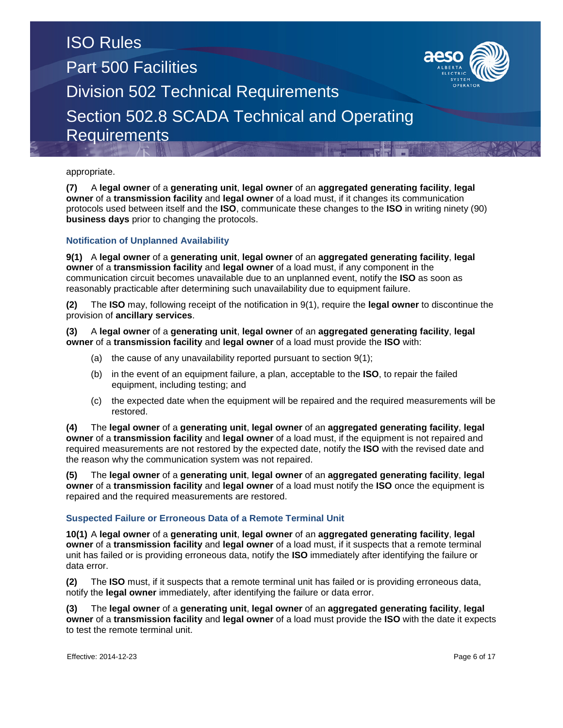appropriate.

**(7)** A **legal owner** of a **generating unit**, **legal owner** of an **aggregated generating facility**, **legal owner** of a **transmission facility** and **legal owner** of a load must, if it changes its communication protocols used between itself and the **ISO**, communicate these changes to the **ISO** in writing ninety (90) **business days** prior to changing the protocols.

### Notification of Unplanned Availability

**9(1)** A **legal owner** of a **generating unit**, **legal owner** of an **aggregated generating facility**, **legal owner** of a **transmission facility** and **legal owner** of a load must, if any component in the communication circuit becomes unavailable due to an unplanned event, notify the **ISO** as soon as reasonably practicable after determining such unavailability due to equipment failure.

**(2)** The **ISO** may, following receipt of the notification in 9(1), require the **legal owner** to discontinue the provision of **ancillary services**.

**(3)** A **legal owner** of a **generating unit**, **legal owner** of an **aggregated generating facility**, **legal owner** of a **transmission facility** and **legal owner** of a load must provide the **ISO** with:

- (a) the cause of any unavailability reported pursuant to section 9(1);
- (b) in the event of an equipment failure, a plan, acceptable to the **ISO**, to repair the failed equipment, including testing; and
- (c) the expected date when the equipment will be repaired and the required measurements will be restored.

**(4)** The **legal owner** of a **generating unit**, **legal owner** of an **aggregated generating facility**, **legal owner** of a **transmission facility** and **legal owner** of a load must, if the equipment is not repaired and required measurements are not restored by the expected date, notify the **ISO** with the revised date and the reason why the communication system was not repaired.

**(5)** The **legal owner** of a **generating unit**, **legal owner** of an **aggregated generating facility**, **legal owner** of a **transmission facility** and **legal owner** of a load must notify the **ISO** once the equipment is repaired and the required measurements are restored.

### Suspected Failure or Erroneous Data of a Remote Terminal Unit

**10(1)** A **legal owner** of a **generating unit**, **legal owner** of an **aggregated generating facility**, **legal owner** of a **transmission facility** and **legal owner** of a load must, if it suspects that a remote terminal unit has failed or is providing erroneous data, notify the **ISO** immediately after identifying the failure or data error.

**(2)** The **ISO** must, if it suspects that a remote terminal unit has failed or is providing erroneous data, notify the **legal owner** immediately, after identifying the failure or data error.

**(3)** The **legal owner** of a **generating unit**, **legal owner** of an **aggregated generating facility**, **legal owner** of a **transmission facility** and **legal owner** of a load must provide the **ISO** with the date it expects to test the remote terminal unit.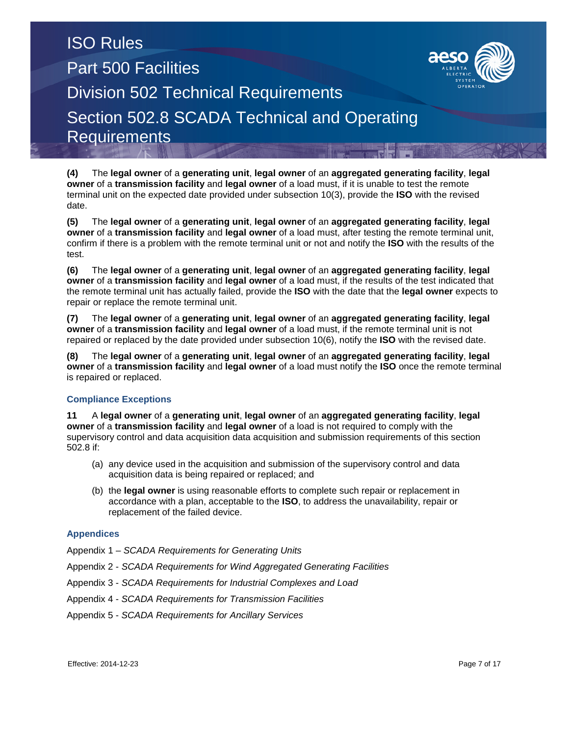**(4)** The **legal owner** of a **generating unit**, **legal owner** of an **aggregated generating facility**, **legal owner** of a **transmission facility** and **legal owner** of a load must, if it is unable to test the remote terminal unit on the expected date provided under subsection 10(3), provide the **ISO** with the revised date.

**(5)** The **legal owner** of a **generating unit**, **legal owner** of an **aggregated generating facility**, **legal owner** of a **transmission facility** and **legal owner** of a load must, after testing the remote terminal unit, confirm if there is a problem with the remote terminal unit or not and notify the **ISO** with the results of the test.

**(6)** The **legal owner** of a **generating unit**, **legal owner** of an **aggregated generating facility**, **legal owner** of a **transmission facility** and **legal owner** of a load must, if the results of the test indicated that the remote terminal unit has actually failed, provide the **ISO** with the date that the **legal owner** expects to repair or replace the remote terminal unit.

**(7)** The **legal owner** of a **generating unit**, **legal owner** of an **aggregated generating facility**, **legal owner** of a **transmission facility** and **legal owner** of a load must, if the remote terminal unit is not repaired or replaced by the date provided under subsection 10(6), notify the **ISO** with the revised date.

**(8)** The **legal owner** of a **generating unit**, **legal owner** of an **aggregated generating facility**, **legal owner** of a **transmission facility** and **legal owner** of a load must notify the **ISO** once the remote terminal is repaired or replaced.

### Compliance Exceptions

**11** A **legal owner** of a **generating unit**, **legal owner** of an **aggregated generating facility**, **legal owner** of a **transmission facility** and **legal owner** of a load is not required to comply with the supervisory control and data acquisition data acquisition and submission requirements of this section 502.8 if:

(a) any device used in the acquisition and submission of the supervisory control and data acquisition data is being repaired or replaced; and

(b) the **legal owner** is using reasonable efforts to complete such repair or replacement in accordance with a plan, acceptable to the **ISO**, to address the unavailability, repair or replacement of the failed device.

### Appendices

Appendix 1 – *SCADA Requirements for Generating Units*

Appendix 2 - *SCADA Requirements for Wind Aggregated Generating Facilities*

Appendix 3 - *SCADA Requirements for Industrial Complexes and Load*

Appendix 4 - *SCADA Requirements for Transmission Facilities*

Appendix 5 - *SCADA Requirements for Ancillary Services*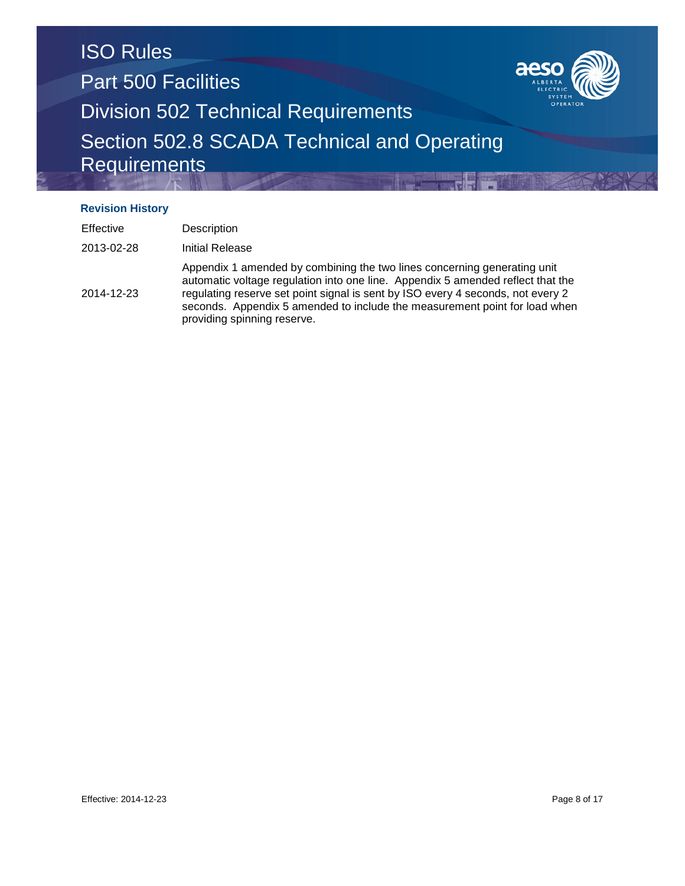# ISO Rules
## Part 500 Facilities
## Division 502 Technical Requirements
## Section 502.8 SCADA Technical and Operating Requirements

**Revision History**

| Effective | Description |
|---|---|
| 2013-02-28 | Initial Release |
| 2014-12-23 | Appendix 1 amended by combining the two lines concerning generating unit automatic voltage regulation into one line. Appendix 5 amended reflect that the regulating reserve set point signal is sent by ISO every 4 seconds, not every 2 seconds. Appendix 5 amended to include the measurement point for load when providing spinning reserve. |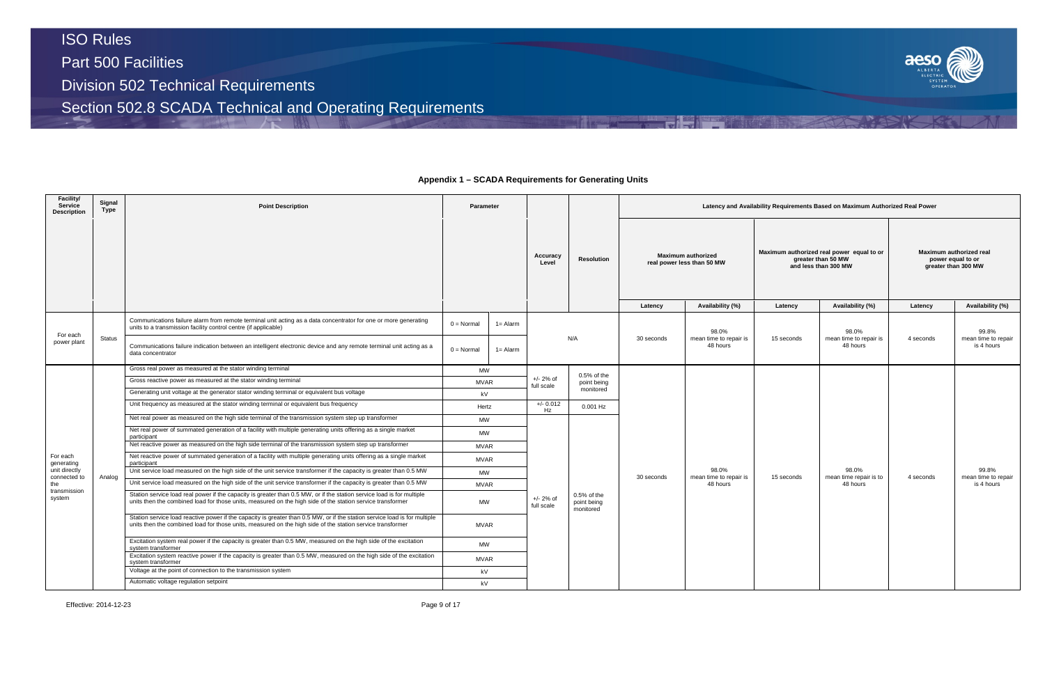## Appendix 1 – SCADA Requirements for Generating Units

| Facility/ Service Description | Signal Type | Point Description | Parameter | | Accuracy Level | Resolution | Latency and Availability Requirements Based on Maximum Authorized Real Power | | | | | |
|---|---|---|---|---|---|---|---|---|---|---|---|---|
| | | | | | | | Maximum authorized real power less than 50 MW | | Maximum authorized real power equal to or greater than 50 MW and less than 300 MW | | Maximum authorized real power equal to or greater than 300 MW | |
| | | | | | | | Latency | Availability (%) | Latency | Availability (%) | Latency | Availability (%) |
| For each power plant | Status | Communications failure alarm from remote terminal unit acting as a data concentrator for one or more generating units to a transmission facility control centre (if applicable) | 0 = Normal | 1= Alarm | N/A | | 30 seconds | 98.0% mean time to repair is 48 hours | 15 seconds | 98.0% mean time to repair is 48 hours | 4 seconds | 99.8% mean time to repair is 4 hours |
| | | Communications failure indication between an intelligent electronic device and any remote terminal unit acting as a data concentrator | 0 = Normal | 1= Alarm | | | | | | | | |
| For each generating unit directly connected to the transmission system | Analog | Gross real power as measured at the stator winding terminal | MW | | +/- 2% of full scale | 0.5% of the point being monitored | 30 seconds | 98.0% mean time to repair is 48 hours | 15 seconds | 98.0% mean time repair is to 48 hours | 4 seconds | 99.8% mean time to repair is 4 hours |
| | | Gross reactive power as measured at the stator winding terminal | MVAR | | | | | | | | | |
| | | Generating unit voltage at the generator stator winding terminal or equivalent bus voltage | kV | | | | | | | | | |
| | | Unit frequency as measured at the stator winding terminal or equivalent bus frequency | Hertz | | +/- 0.012 Hz | 0.001 Hz | | | | | | |
| | | Net real power as measured on the high side terminal of the transmission system step up transformer | MW | | +/- 2% of full scale | 0.5% of the point being monitored | | | | | | |
| | | Net real power of summated generation of a facility with multiple generating units offering as a single market participant | MW | | | | | | | | | |
| | | Net reactive power as measured on the high side terminal of the transmission system step up transformer | MVAR | | | | | | | | | |
| | | Net reactive power of summated generation of a facility with multiple generating units offering as a single market participant | MVAR | | | | | | | | | |
| | | Unit service load measured on the high side of the unit service transformer if the capacity is greater than 0.5 MW | MW | | | | | | | | | |
| | | Unit service load measured on the high side of the unit service transformer if the capacity is greater than 0.5 MW | MVAR | | | | | | | | | |
| | | Station service load real power if the capacity is greater than 0.5 MW, or if the station service load is for multiple units then the combined load for those units, measured on the high side of the station service transformer | MW | | | | | | | | | |
| | | Station service load reactive power if the capacity is greater than 0.5 MW, or if the station service load is for multiple units then the combined load for those units, measured on the high side of the station service transformer | MVAR | | | | | | | | | |
| | | Excitation system real power if the capacity is greater than 0.5 MW, measured on the high side of the excitation system transformer | MW | | | | | | | | | |
| | | Excitation system reactive power if the capacity is greater than 0.5 MW, measured on the high side of the excitation system transformer | MVAR | | | | | | | | | |
| | | Voltage at the point of connection to the transmission system | kV | | | | | | | | | |
| | | Automatic voltage regulation setpoint | kV | | | | | | | | | |

Effective: 2014-12-23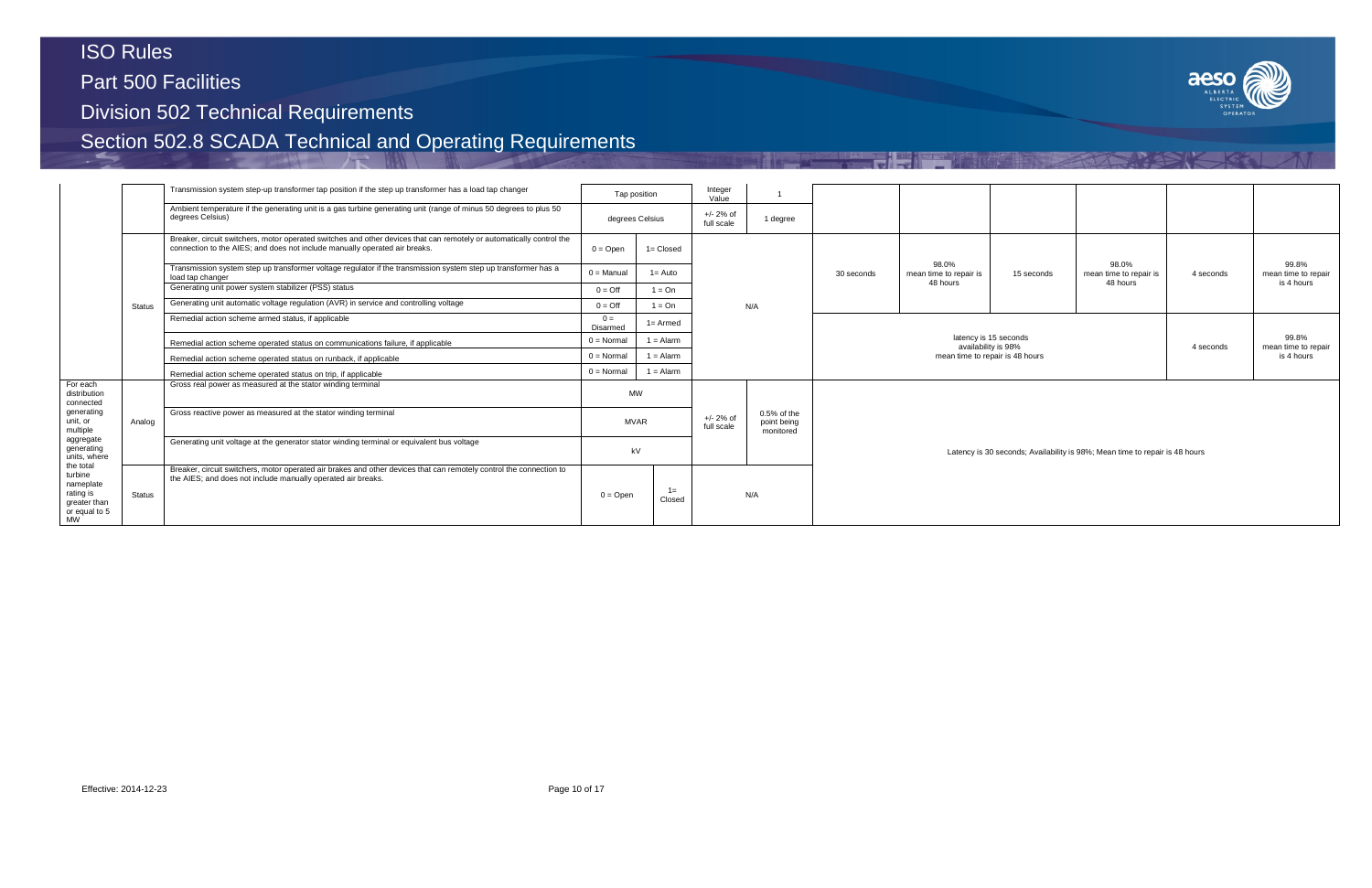| | | | | | | | | | | | | | |
|---|---|---|---|---|---|---|---|---|---|---|---|---|---|
| | | Transmission system step-up transformer tap position if the step up transformer has a load tap changer | Tap position | | Integer Value | 1 | | | | | | |
| | | Ambient temperature if the generating unit is a gas turbine generating unit (range of minus 50 degrees to plus 50 degrees Celsius) | degrees Celsius | | +/- 2% of full scale | 1 degree | | | | | | |
| | Status | Breaker, circuit switchers, motor operated switches and other devices that can remotely or automatically control the connection to the AIES; and does not include manually operated air breaks. | 0 = Open | 1= Closed | N/A | | 30 seconds | 98.0% mean time to repair is 48 hours | 15 seconds | 98.0% mean time to repair is 48 hours | 4 seconds | 99.8% mean time to repair is 4 hours |
| | | Transmission system step up transformer voltage regulator if the transmission system step up transformer has a load tap changer | 0 = Manual | 1= Auto | | | | | | | | |
| | | Generating unit power system stabilizer (PSS) status | 0 = Off | 1 = On | | | | | | | | |
| | | Generating unit automatic voltage regulation (AVR) in service and controlling voltage | 0 = Off | 1 = On | | | | | | | | |
| | | Remedial action scheme armed status, if applicable | 0 = Disarmed | 1= Armed | | | latency is 15 seconds availability is 98% mean time to repair is 48 hours | | | | 4 seconds | 99.8% mean time to repair is 4 hours |
| | | Remedial action scheme operated status on communications failure, if applicable | 0 = Normal | 1 = Alarm | | | | | | | | |
| | | Remedial action scheme operated status on runback, if applicable | 0 = Normal | 1 = Alarm | | | | | | | | |
| | | Remedial action scheme operated status on trip, if applicable | 0 = Normal | 1 = Alarm | | | | | | | | |
| For each distribution connected generating unit, or multiple aggregate generating units, where the total turbine nameplate rating is greater than or equal to 5 MW | Analog | Gross real power as measured at the stator winding terminal | MW | | +/- 2% of full scale | 0.5% of the point being monitored | Latency is 30 seconds; Availability is 98%; Mean time to repair is 48 hours | | | | | |
| | | Gross reactive power as measured at the stator winding terminal | MVAR | | | | | | | | | |
| | | Generating unit voltage at the generator stator winding terminal or equivalent bus voltage | kV | | | | | | | | | |
| | Status | Breaker, circuit switchers, motor operated air brakes and other devices that can remotely control the connection to the AIES; and does not include manually operated air breaks. | 0 = Open | 1= Closed | N/A | | | | | | | |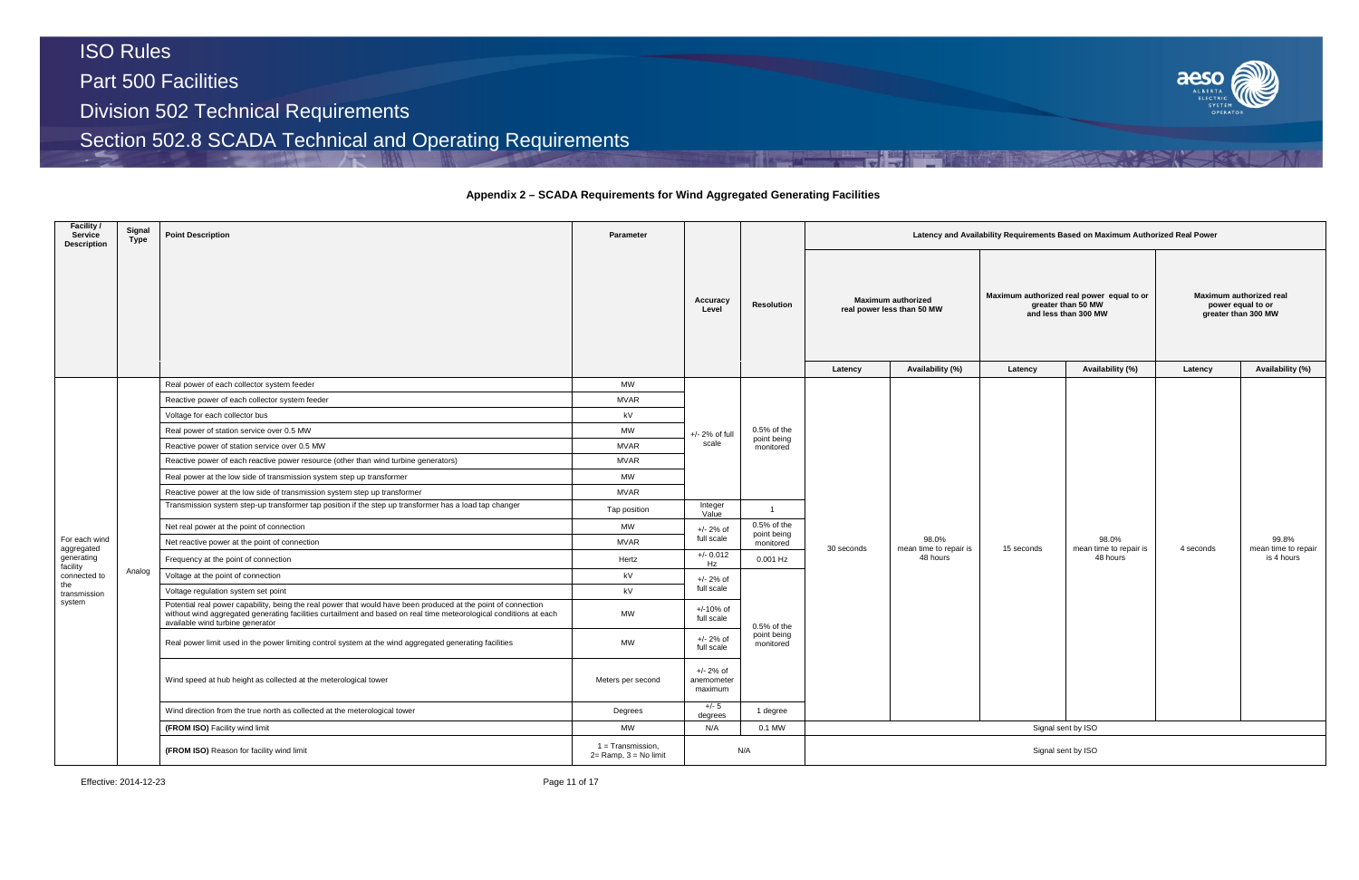## Appendix 2 – SCADA Requirements for Wind Aggregated Generating Facilities

| Facility / Service Description | Signal Type | Point Description | Parameter | Accuracy Level | Resolution | Latency and Availability Requirements Based on Maximum Authorized Real Power | | | | | |
|---|---|---|---|---|---|---|---|---|---|---|---|
| | | | | | | Maximum authorized real power less than 50 MW | | Maximum authorized real power equal to or greater than 50 MW and less than 300 MW | | Maximum authorized real power equal to or greater than 300 MW | |
| | | | | | | Latency | Availability (%) | Latency | Availability (%) | Latency | Availability (%) |
| For each wind aggregated generating facility connected to the transmission system | Analog | Real power of each collector system feeder | MW | +/- 2% of full scale | 0.5% of the point being monitored | 30 seconds | 98.0% mean time to repair is 48 hours | 15 seconds | 98.0% mean time to repair is 48 hours | 4 seconds | 99.8% mean time to repair is 4 hours |
| | | Reactive power of each collector system feeder | MVAR | | | | | | | | |
| | | Voltage for each collector bus | kV | | | | | | | | |
| | | Real power of station service over 0.5 MW | MW | | | | | | | | |
| | | Reactive power of station service over 0.5 MW | MVAR | | | | | | | | |
| | | Reactive power of each reactive power resource (other than wind turbine generators) | MVAR | | | | | | | | |
| | | Real power at the low side of transmission system step up transformer | MW | | | | | | | | |
| | | Reactive power at the low side of transmission system step up transformer | MVAR | | | | | | | | |
| | | Transmission system step-up transformer tap position if the step up transformer has a load tap changer | Tap position | Integer Value | 1 | | | | | | |
| | | Net real power at the point of connection | MW | +/- 2% of full scale | 0.5% of the point being monitored | | | | | | |
| | | Net reactive power at the point of connection | MVAR | | | | | | | | |
| | | Frequency at the point of connection | Hertz | +/- 0.012 Hz | 0.001 Hz | | | | | | |
| | | Voltage at the point of connection | kV | +/- 2% of full scale | 0.5% of the point being monitored | | | | | | |
| | | Voltage regulation system set point | kV | | | | | | | | |
| | | Potential real power capability, being the real power that would have been produced at the point of connection without wind aggregated generating facilities curtailment and based on real time meteorological conditions at each available wind turbine generator | MW | +/-10% of full scale | | | | | | | |
| | | Real power limit used in the power limiting control system at the wind aggregated generating facilities | MW | +/- 2% of full scale | | | | | | | |
| | | Wind speed at hub height as collected at the meterological tower | Meters per second | +/- 2% of anemometer maximum | | | | | | | |
| | | Wind direction from the true north as collected at the meterological tower | Degrees | +/- 5 degrees | 1 degree | | | | | | |
| | | **(FROM ISO)** Facility wind limit | MW | N/A | 0.1 MW | Signal sent by ISO | | | | | |
| | | **(FROM ISO)** Reason for facility wind limit | 1 = Transmission, 2= Ramp, 3 = No limit | N/A | | Signal sent by ISO | | | | | |

Effective: 2014-12-23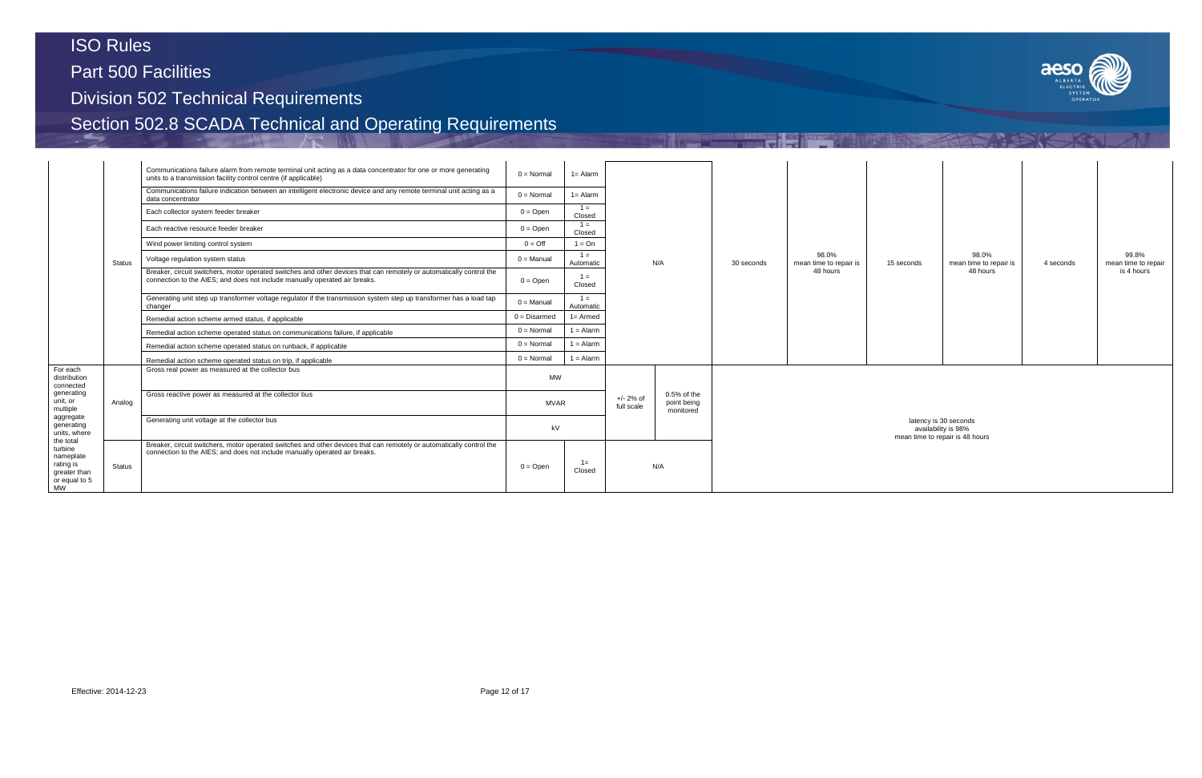| | | | | | | | | | | | | |
|---|---|---|---|---|---|---|---|---|---|---|---|---|
| | Status | Communications failure alarm from remote terminal unit acting as a data concentrator for one or more generating units to a transmission facility control centre (if applicable) | 0 = Normal | 1= Alarm | N/A | | 30 seconds | 98.0% mean time to repair is 48 hours | 15 seconds | 98.0% mean time to repair is 48 hours | 4 seconds | 99.8% mean time to repair is 4 hours |
| | | Communications failure indication between an intelligent electronic device and any remote terminal unit acting as a data concentrator | 0 = Normal | 1= Alarm | | | | | | | | |
| | | Each collector system feeder breaker | 0 = Open | 1 = Closed | | | | | | | | |
| | | Each reactive resource feeder breaker | 0 = Open | 1 = Closed | | | | | | | | |
| | | Wind power limiting control system | 0 = Off | 1 = On | | | | | | | | |
| | | Voltage regulation system status | 0 = Manual | 1 = Automatic | | | | | | | | |
| | | Breaker, circuit switchers, motor operated switches and other devices that can remotely or automatically control the connection to the AIES; and does not include manually operated air breaks. | 0 = Open | 1 = Closed | | | | | | | | |
| | | Generating unit step up transformer voltage regulator if the transmission system step up transformer has a load tap changer | 0 = Manual | 1 = Automatic | | | | | | | | |
| | | Remedial action scheme armed status, if applicable | 0 = Disarmed | 1= Armed | | | | | | | | |
| | | Remedial action scheme operated status on communications failure, if applicable | 0 = Normal | 1 = Alarm | | | | | | | | |
| | | Remedial action scheme operated status on runback, if applicable | 0 = Normal | 1 = Alarm | | | | | | | | |
| | | Remedial action scheme operated status on trip, if applicable | 0 = Normal | 1 = Alarm | | | | | | | | |
| For each distribution connected generating unit, or multiple aggregate generating units, where the total turbine nameplate rating is greater than or equal to 5 MW | Analog | Gross real power as measured at the collector bus | MW | | +/- 2% of full scale | 0.5% of the point being monitored | latency is 30 seconds availability is 98% mean time to repair is 48 hours | | | | | |
| | | Gross reactive power as measured at the collector bus | MVAR | | | | | | | | | |
| | | Generating unit voltage at the collector bus | kV | | | | | | | | | |
| | Status | Breaker, circuit switchers, motor operated switches and other devices that can remotely or automatically control the connection to the AIES; and does not include manually operated air breaks. | 0 = Open | 1= Closed | N/A | | | | | | | |

Effective: 2014-12-23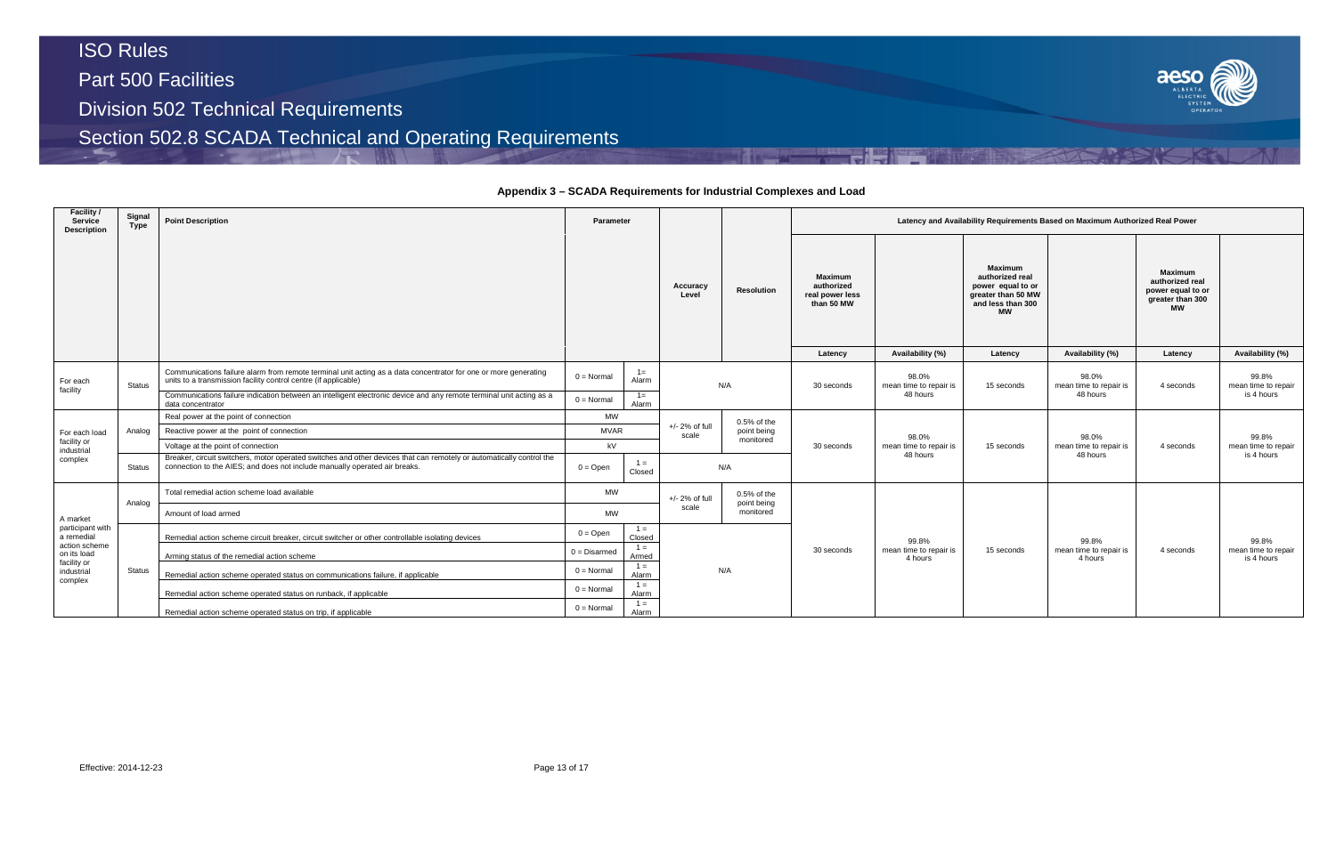## Appendix 3 – SCADA Requirements for Industrial Complexes and Load

| Facility / Service Description | Signal Type | Point Description | Parameter | | Accuracy Level | Resolution | Latency and Availability Requirements Based on Maximum Authorized Real Power | | | | | |
|---|---|---|---|---|---|---|---|---|---|---|---|---|
| | | | | | | | Maximum authorized real power less than 50 MW | | Maximum authorized real power equal to or greater than 50 MW and less than 300 MW | | Maximum authorized real power equal to or greater than 300 MW | |
| | | | | | | | Latency | Availability (%) | Latency | Availability (%) | Latency | Availability (%) |
| For each facility | Status | Communications failure alarm from remote terminal unit acting as a data concentrator for one or more generating units to a transmission facility control centre (if applicable) | 0 = Normal | 1= Alarm | N/A | | 30 seconds | 98.0% mean time to repair is 48 hours | 15 seconds | 98.0% mean time to repair is 48 hours | 4 seconds | 99.8% mean time to repair is 4 hours |
| | | Communications failure indication between an intelligent electronic device and any remote terminal unit acting as a data concentrator | 0 = Normal | 1= Alarm | | | | | | | | |
| For each load facility or industrial complex | Analog | Real power at the point of connection | MW | | +/- 2% of full scale | 0.5% of the point being monitored | 30 seconds | 98.0% mean time to repair is 48 hours | 15 seconds | 98.0% mean time to repair is 48 hours | 4 seconds | 99.8% mean time to repair is 4 hours |
| | | Reactive power at the point of connection | MVAR | | | | | | | | | |
| | | Voltage at the point of connection | kV | | | | | | | | | |
| | Status | Breaker, circuit switchers, motor operated switches and other devices that can remotely or automatically control the connection to the AIES; and does not include manually operated air breaks. | 0 = Open | 1 = Closed | N/A | | | | | | | |
| A market participant with a remedial action scheme on its load facility or industrial complex | Analog | Total remedial action scheme load available | MW | | +/- 2% of full scale | 0.5% of the point being monitored | 30 seconds | 99.8% mean time to repair is 4 hours | 15 seconds | 99.8% mean time to repair is 4 hours | 4 seconds | 99.8% mean time to repair is 4 hours |
| | | Amount of load armed | MW | | | | | | | | | |
| | Status | Remedial action scheme circuit breaker, circuit switcher or other controllable isolating devices | 0 = Open | 1 = Closed | N/A | | | | | | | |
| | | Arming status of the remedial action scheme | 0 = Disarmed | 1 = Armed | | | | | | | | |
| | | Remedial action scheme operated status on communications failure, if applicable | 0 = Normal | 1 = Alarm | | | | | | | | |
| | | Remedial action scheme operated status on runback, if applicable | 0 = Normal | 1 = Alarm | | | | | | | | |
| | | Remedial action scheme operated status on trip, if applicable | 0 = Normal | 1 = Alarm | | | | | | | | |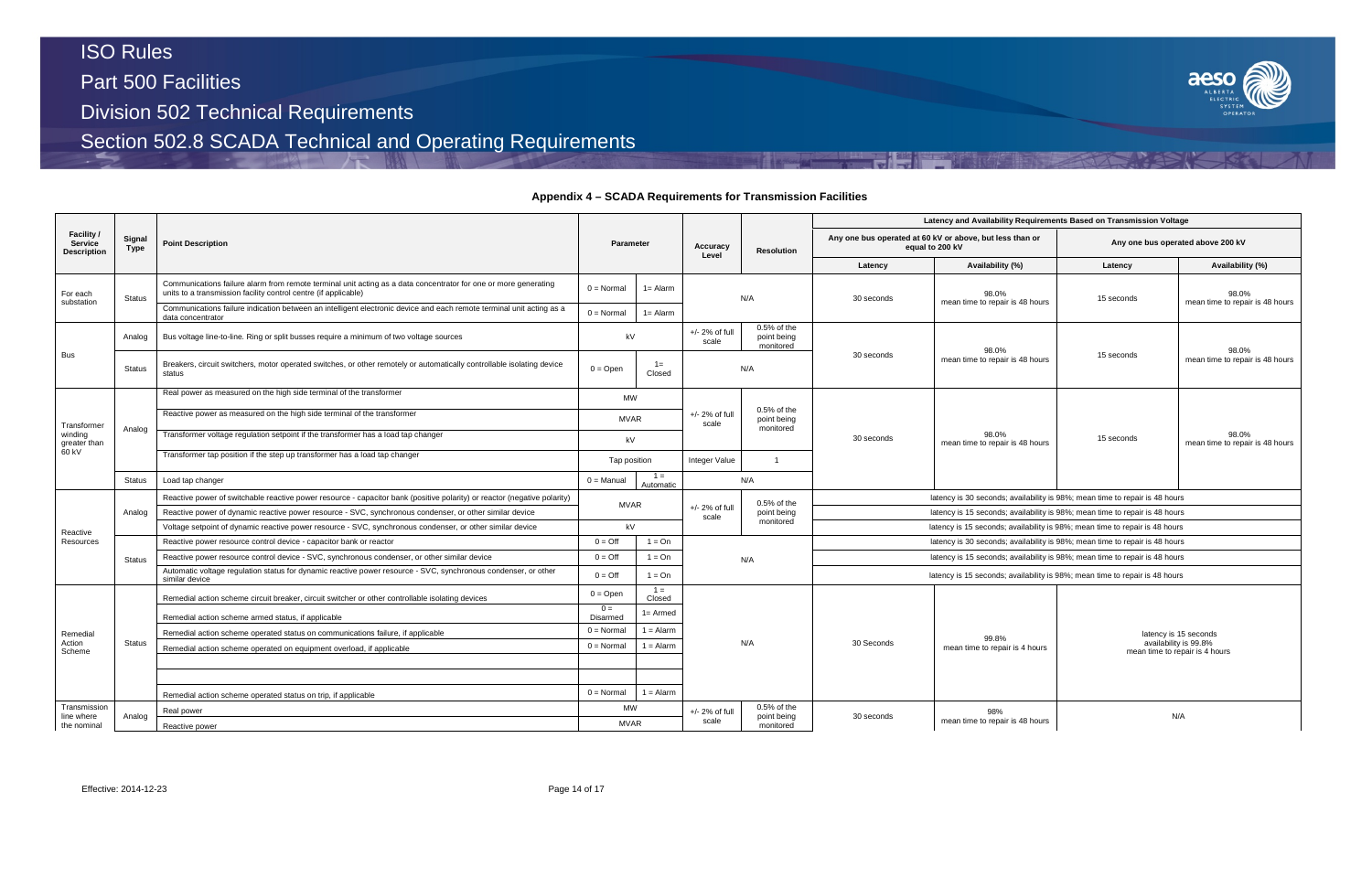## Appendix 4 – SCADA Requirements for Transmission Facilities

| Facility / Service Description | Signal Type | Point Description | Parameter | | Accuracy Level | Resolution | Latency and Availability Requirements Based on Transmission Voltage | | | |
|---|---|---|---|---|---|---|---|---|---|---|
| | | | | | | | Any one bus operated at 60 kV or above, but less than or equal to 200 kV | | Any one bus operated above 200 kV | |
| | | | | | | | Latency | Availability (%) | Latency | Availability (%) |
| For each substation | Status | Communications failure alarm from remote terminal unit acting as a data concentrator for one or more generating units to a transmission facility control centre (if applicable) | 0 = Normal | 1= Alarm | N/A | | 30 seconds | 98.0% mean time to repair is 48 hours | 15 seconds | 98.0% mean time to repair is 48 hours |
| | | Communications failure indication between an intelligent electronic device and each remote terminal unit acting as a data concentrator | 0 = Normal | 1= Alarm | | | | | | |
| Bus | Analog | Bus voltage line-to-line. Ring or split busses require a minimum of two voltage sources | kV | | +/- 2% of full scale | 0.5% of the point being monitored | 30 seconds | 98.0% mean time to repair is 48 hours | 15 seconds | 98.0% mean time to repair is 48 hours |
| | Status | Breakers, circuit switchers, motor operated switches, or other remotely or automatically controllable isolating device status | 0 = Open | 1= Closed | N/A | | | | | |
| Transformer winding greater than 60 kV | Analog | Real power as measured on the high side terminal of the transformer | MW | | +/- 2% of full scale | 0.5% of the point being monitored | 30 seconds | 98.0% mean time to repair is 48 hours | 15 seconds | 98.0% mean time to repair is 48 hours |
| | | Reactive power as measured on the high side terminal of the transformer | MVAR | | | | | | | |
| | | Transformer voltage regulation setpoint if the transformer has a load tap changer | kV | | | | | | | |
| | | Transformer tap position if the step up transformer has a load tap changer | Tap position | | Integer Value | 1 | | | | |
| | Status | Load tap changer | 0 = Manual | 1 = Automatic | N/A | | | | | |
| Reactive Resources | Analog | Reactive power of switchable reactive power resource - capacitor bank (positive polarity) or reactor (negative polarity) | MVAR | | +/- 2% of full scale | 0.5% of the point being monitored | latency is 30 seconds; availability is 98%; mean time to repair is 48 hours | | | |
| | | Reactive power of dynamic reactive power resource - SVC, synchronous condenser, or other similar device | | | | | latency is 15 seconds; availability is 98%; mean time to repair is 48 hours | | | |
| | | Voltage setpoint of dynamic reactive power resource - SVC, synchronous condenser, or other similar device | kV | | | | latency is 15 seconds; availability is 98%; mean time to repair is 48 hours | | | |
| | Status | Reactive power resource control device - capacitor bank or reactor | 0 = Off | 1 = On | N/A | | latency is 30 seconds; availability is 98%; mean time to repair is 48 hours | | | |
| | | Reactive power resource control device - SVC, synchronous condenser, or other similar device | 0 = Off | 1 = On | | | latency is 15 seconds; availability is 98%; mean time to repair is 48 hours | | | |
| | | Automatic voltage regulation status for dynamic reactive power resource - SVC, synchronous condenser, or other similar device | 0 = Off | 1 = On | | | latency is 15 seconds; availability is 98%; mean time to repair is 48 hours | | | |
| Remedial Action Scheme | Status | Remedial action scheme circuit breaker, circuit switcher or other controllable isolating devices | 0 = Open | 1 = Closed | N/A | | 30 Seconds | 99.8% mean time to repair is 4 hours | latency is 15 seconds availability is 99.8% mean time to repair is 4 hours | |
| | | Remedial action scheme armed status, if applicable | 0 = Disarmed | 1= Armed | | | | | | |
| | | Remedial action scheme operated status on communications failure, if applicable | 0 = Normal | 1 = Alarm | | | | | | |
| | | Remedial action scheme operated on equipment overload, if applicable | 0 = Normal | 1 = Alarm | | | | | | |
| | | | | | | | | | | |
| | | | | | | | | | | |
| | | Remedial action scheme operated status on trip, if applicable | 0 = Normal | 1 = Alarm | | | | | | |
| Transmission line where the nominal | Analog | Real power | MW | | +/- 2% of full scale | 0.5% of the point being monitored | 30 seconds | 98% mean time to repair is 48 hours | N/A | |
| | | Reactive power | MVAR | | | | | | | |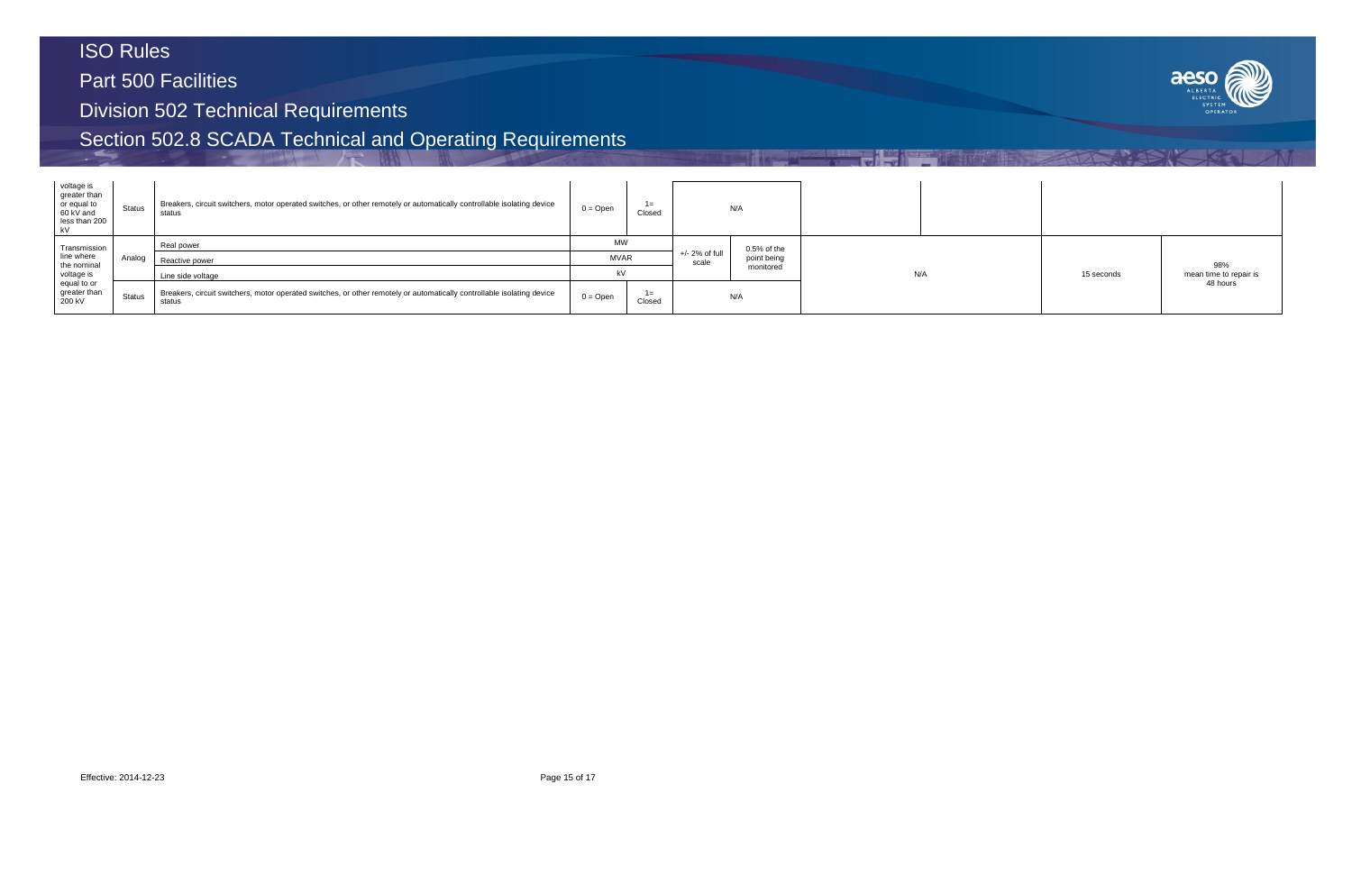| | | | | | | | | | | |
|---|---|---|---|---|---|---|---|---|---|---|
| voltage is greater than or equal to 60 kV and less than 200 kV | Status | Breakers, circuit switchers, motor operated switches, or other remotely or automatically controllable isolating device status | 0 = Open | 1= Closed | N/A | | | | | |
| Transmission line where the nominal voltage is equal to or greater than 200 kV | Analog | Real power | MW | | +/- 2% of full scale | 0.5% of the point being monitored | N/A | | 15 seconds | 98% mean time to repair is 48 hours |
| | | Reactive power | MVAR | | | | | | | |
| | | Line side voltage | kV | | | | | | | |
| | Status | Breakers, circuit switchers, motor operated switches, or other remotely or automatically controllable isolating device status | 0 = Open | 1= Closed | N/A | | | | | |

Effective: 2014-12-23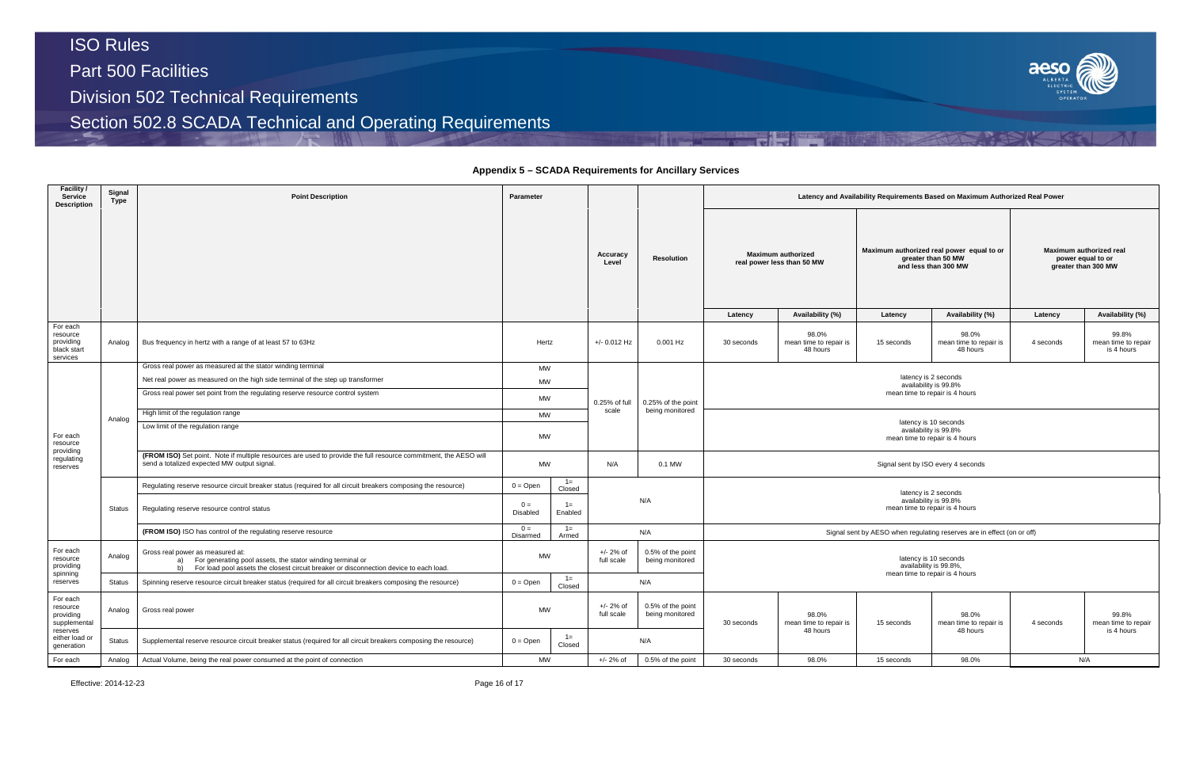## Appendix 5 – SCADA Requirements for Ancillary Services

| Facility / Service Description | Signal Type | Point Description | Parameter | | Accuracy Level | Resolution | Latency and Availability Requirements Based on Maximum Authorized Real Power | | | | | |
|---|---|---|---|---|---|---|---|---|---|---|---|---|
| | | | | | | | Maximum authorized real power less than 50 MW | | Maximum authorized real power equal to or greater than 50 MW and less than 300 MW | | Maximum authorized real power equal to or greater than 300 MW | |
| | | | | | | | Latency | Availability (%) | Latency | Availability (%) | Latency | Availability (%) |
| For each resource providing black start services | Analog | Bus frequency in hertz with a range of at least 57 to 63Hz | Hertz | | +/- 0.012 Hz | 0.001 Hz | 30 seconds | 98.0% mean time to repair is 48 hours | 15 seconds | 98.0% mean time to repair is 48 hours | 4 seconds | 99.8% mean time to repair is 4 hours |
| For each resource providing regulating reserves | Analog | Gross real power as measured at the stator winding terminal | MW | | 0.25% of full scale | 0.25% of the point being monitored | latency is 2 seconds availability is 99.8% mean time to repair is 4 hours | | | | | |
| | | Net real power as measured on the high side terminal of the step up transformer | MW | | | | | | | | | |
| | | Gross real power set point from the regulating reserve resource control system | MW | | | | | | | | | |
| | | High limit of the regulation range | MW | | | | latency is 10 seconds availability is 99.8% mean time to repair is 4 hours | | | | | |
| | | Low limit of the regulation range | MW | | | | | | | | | |
| | | **(FROM ISO)** Set point. Note if multiple resources are used to provide the full resource commitment, the AESO will send a totalized expected MW output signal. | MW | | N/A | 0.1 MW | Signal sent by ISO every 4 seconds | | | | | |
| | Status | Regulating reserve resource circuit breaker status (required for all circuit breakers composing the resource) | 0 = Open | 1= Closed | N/A | | latency is 2 seconds availability is 99.8% mean time to repair is 4 hours | | | | | |
| | | Regulating reserve resource control status | 0 = Disabled | 1= Enabled | | | | | | | | |
| | | **(FROM ISO)** ISO has control of the regulating reserve resource | 0 = Disarmed | 1= Armed | N/A | | Signal sent by AESO when regulating reserves are in effect (on or off) | | | | | |
| For each resource providing spinning reserves | Analog | Gross real power as measured at: a) For generating pool assets, the stator winding terminal or b) For load pool assets the closest circuit breaker or disconnection device to each load. | MW | | +/- 2% of full scale | 0.5% of the point being monitored | latency is 10 seconds availability is 99.8%, mean time to repair is 4 hours | | | | | |
| | Status | Spinning reserve resource circuit breaker status (required for all circuit breakers composing the resource) | 0 = Open | 1= Closed | N/A | | | | | | | |
| For each resource providing supplemental reserves either load or generation | Analog | Gross real power | MW | | +/- 2% of full scale | 0.5% of the point being monitored | 30 seconds | 98.0% mean time to repair is 48 hours | 15 seconds | 98.0% mean time to repair is 48 hours | 4 seconds | 99.8% mean time to repair is 4 hours |
| | Status | Supplemental reserve resource circuit breaker status (required for all circuit breakers composing the resource) | 0 = Open | 1= Closed | N/A | | | | | | | |
| For each | Analog | Actual Volume, being the real power consumed at the point of connection | MW | | +/- 2% of | 0.5% of the point | 30 seconds | 98.0% | 15 seconds | 98.0% | N/A | |

Effective: 2014-12-23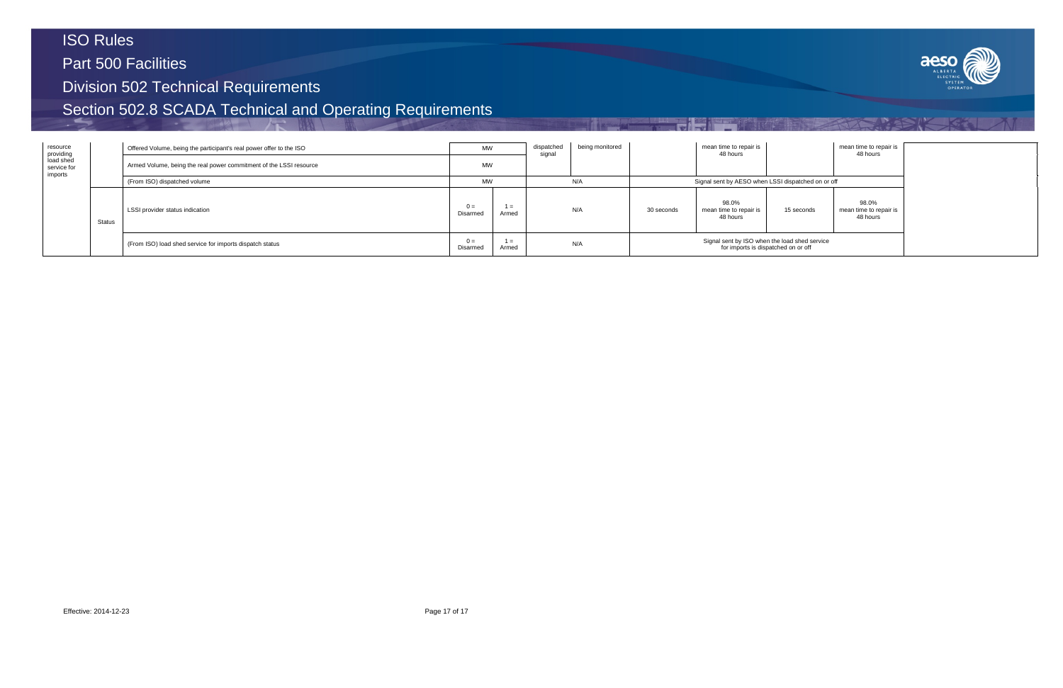| | | | | | | | | | | | | |
|---|---|---|---|---|---|---|---|---|---|---|---|---|
| resource providing load shed service for imports | | Offered Volume, being the participant's real power offer to the ISO | MW | | dispatched signal | being monitored | | mean time to repair is 48 hours | | mean time to repair is 48 hours | |
| | | Armed Volume, being the real power commitment of the LSSI resource | MW | | | | | | | | |
| | | (From ISO) dispatched volume | MW | | N/A | | Signal sent by AESO when LSSI dispatched on or off | | | | |
| | Status | LSSI provider status indication | 0 = Disarmed | 1 = Armed | N/A | | 30 seconds | 98.0% mean time to repair is 48 hours | 15 seconds | 98.0% mean time to repair is 48 hours | |
| | | (From ISO) load shed service for imports dispatch status | 0 = Disarmed | 1 = Armed | N/A | | Signal sent by ISO when the load shed service for imports is dispatched on or off | | | | |

Effective: 2014-12-23